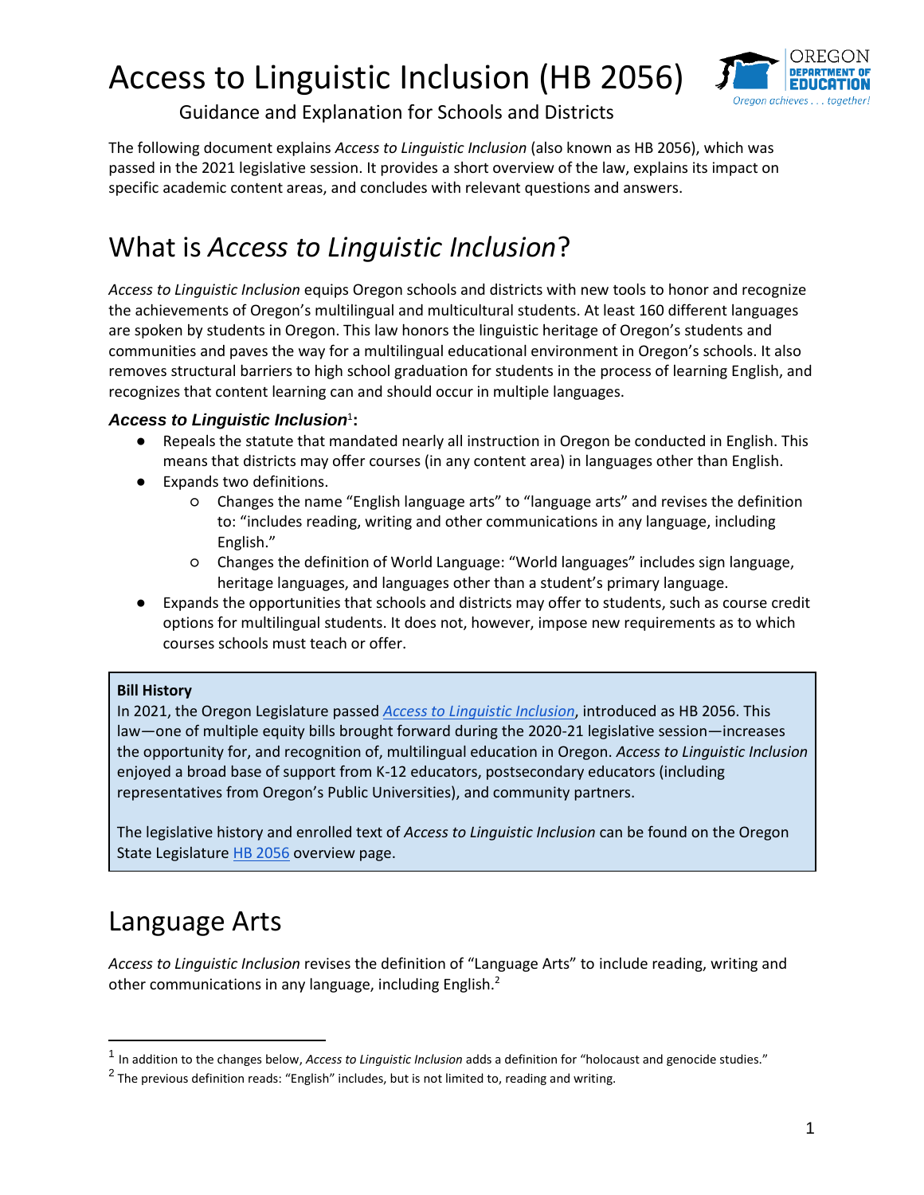# Access to Linguistic Inclusion (HB 2056)

Guidance and Explanation for Schools and Districts

The following document explains *Access to Linguistic Inclusion* (also known as HB 2056), which was passed in the 2021 legislative session. It provides a short overview of the law, explains its impact on specific academic content areas, and concludes with relevant questions and answers.

## What is *Access to Linguistic Inclusion*?

*Access to Linguistic Inclusion* equips Oregon schools and districts with new tools to honor and recognize the achievements of Oregon's multilingual and multicultural students. At least 160 different languages are spoken by students in Oregon. This law honors the linguistic heritage of Oregon's students and communities and paves the way for a multilingual educational environment in Oregon's schools. It also removes structural barriers to high school graduation for students in the process of learning English, and recognizes that content learning can and should occur in multiple languages.

### *Access to Linguistic Inclusion*[1]:

- Repeals the statute that mandated nearly all instruction in Oregon be conducted in English. This means that districts may offer courses (in any content area) in languages other than English.
- Expands two definitions.
  - Changes the name "English language arts" to "language arts" and revises the definition to: "includes reading, writing and other communications in any language, including English."
  - Changes the definition of World Language: "World languages" includes sign language, heritage languages, and languages other than a student's primary language.
- Expands the opportunities that schools and districts may offer to students, such as course credit options for multilingual students. It does not, however, impose new requirements as to which courses schools must teach or offer.

> **Bill History**
>
> In 2021, the Oregon Legislature passed *Access to Linguistic Inclusion*, introduced as HB 2056. This law—one of multiple equity bills brought forward during the 2020-21 legislative session—increases the opportunity for, and recognition of, multilingual education in Oregon. *Access to Linguistic Inclusion* enjoyed a broad base of support from K-12 educators, postsecondary educators (including representatives from Oregon's Public Universities), and community partners.
>
> The legislative history and enrolled text of *Access to Linguistic Inclusion* can be found on the Oregon State Legislature HB 2056 overview page.

## Language Arts

*Access to Linguistic Inclusion* revises the definition of "Language Arts" to include reading, writing and other communications in any language, including English.[2]

---

[1] In addition to the changes below, *Access to Linguistic Inclusion* adds a definition for "holocaust and genocide studies."

[2] The previous definition reads: "English" includes, but is not limited to, reading and writing.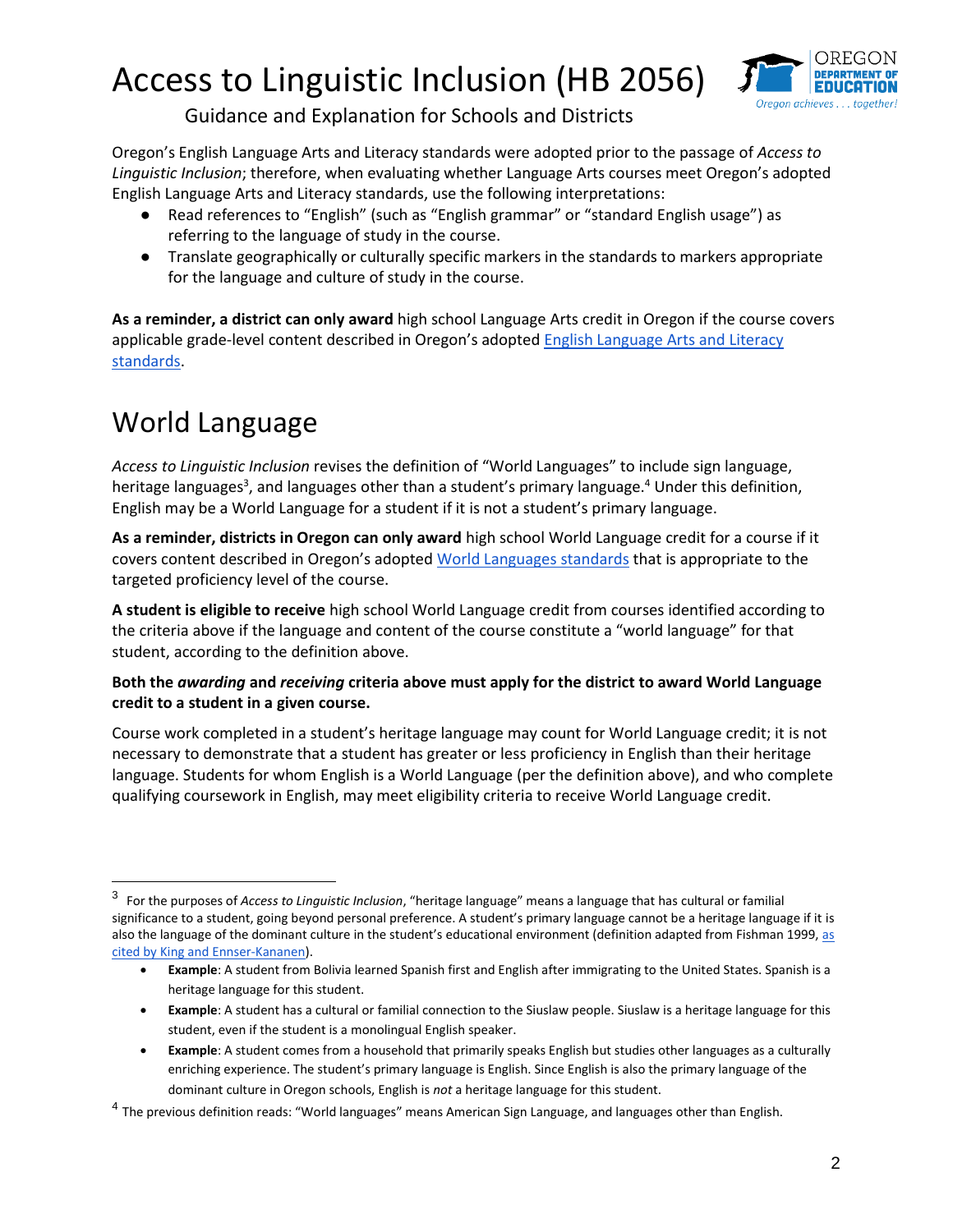Oregon's English Language Arts and Literacy standards were adopted prior to the passage of *Access to Linguistic Inclusion*; therefore, when evaluating whether Language Arts courses meet Oregon's adopted English Language Arts and Literacy standards, use the following interpretations:

- Read references to "English" (such as "English grammar" or "standard English usage") as referring to the language of study in the course.
- Translate geographically or culturally specific markers in the standards to markers appropriate for the language and culture of study in the course.

**As a reminder, a district can only award** high school Language Arts credit in Oregon if the course covers applicable grade-level content described in Oregon's adopted English Language Arts and Literacy standards.

# World Language

*Access to Linguistic Inclusion* revises the definition of "World Languages" to include sign language, heritage languages[3], and languages other than a student's primary language.[4] Under this definition, English may be a World Language for a student if it is not a student's primary language.

**As a reminder, districts in Oregon can only award** high school World Language credit for a course if it covers content described in Oregon's adopted World Languages standards that is appropriate to the targeted proficiency level of the course.

**A student is eligible to receive** high school World Language credit from courses identified according to the criteria above if the language and content of the course constitute a "world language" for that student, according to the definition above.

**Both the *awarding* and *receiving* criteria above must apply for the district to award World Language credit to a student in a given course.**

Course work completed in a student's heritage language may count for World Language credit; it is not necessary to demonstrate that a student has greater or less proficiency in English than their heritage language. Students for whom English is a World Language (per the definition above), and who complete qualifying coursework in English, may meet eligibility criteria to receive World Language credit.

---

[3] For the purposes of *Access to Linguistic Inclusion*, "heritage language" means a language that has cultural or familial significance to a student, going beyond personal preference. A student's primary language cannot be a heritage language if it is also the language of the dominant culture in the student's educational environment (definition adapted from Fishman 1999, as cited by King and Ennser-Kananen).

- **Example**: A student from Bolivia learned Spanish first and English after immigrating to the United States. Spanish is a heritage language for this student.
- **Example**: A student has a cultural or familial connection to the Siuslaw people. Siuslaw is a heritage language for this student, even if the student is a monolingual English speaker.
- **Example**: A student comes from a household that primarily speaks English but studies other languages as a culturally enriching experience. The student's primary language is English. Since English is also the primary language of the dominant culture in Oregon schools, English is *not* a heritage language for this student.

[4] The previous definition reads: "World languages" means American Sign Language, and languages other than English.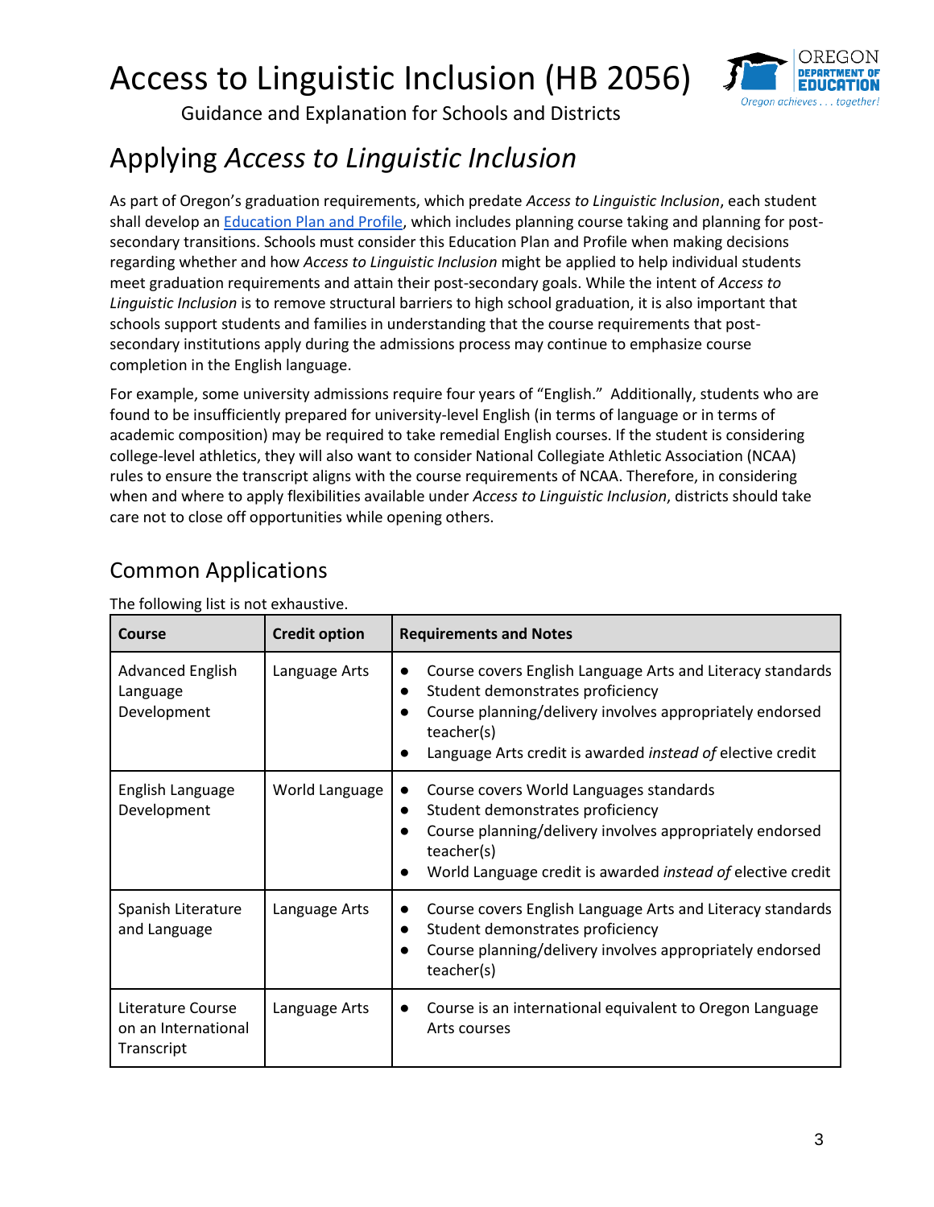# Access to Linguistic Inclusion (HB 2056)

Guidance and Explanation for Schools and Districts

## Applying *Access to Linguistic Inclusion*

As part of Oregon's graduation requirements, which predate *Access to Linguistic Inclusion*, each student shall develop an [Education Plan and Profile](), which includes planning course taking and planning for post-secondary transitions. Schools must consider this Education Plan and Profile when making decisions regarding whether and how *Access to Linguistic Inclusion* might be applied to help individual students meet graduation requirements and attain their post-secondary goals. While the intent of *Access to Linguistic Inclusion* is to remove structural barriers to high school graduation, it is also important that schools support students and families in understanding that the course requirements that post-secondary institutions apply during the admissions process may continue to emphasize course completion in the English language.

For example, some university admissions require four years of "English." Additionally, students who are found to be insufficiently prepared for university-level English (in terms of language or in terms of academic composition) may be required to take remedial English courses. If the student is considering college-level athletics, they will also want to consider National Collegiate Athletic Association (NCAA) rules to ensure the transcript aligns with the course requirements of NCAA. Therefore, in considering when and where to apply flexibilities available under *Access to Linguistic Inclusion*, districts should take care not to close off opportunities while opening others.

### Common Applications

The following list is not exhaustive.

| Course | Credit option | Requirements and Notes |
|---|---|---|
| Advanced English Language Development | Language Arts | • Course covers English Language Arts and Literacy standards<br>• Student demonstrates proficiency<br>• Course planning/delivery involves appropriately endorsed teacher(s)<br>• Language Arts credit is awarded *instead of* elective credit |
| English Language Development | World Language | • Course covers World Languages standards<br>• Student demonstrates proficiency<br>• Course planning/delivery involves appropriately endorsed teacher(s)<br>• World Language credit is awarded *instead of* elective credit |
| Spanish Literature and Language | Language Arts | • Course covers English Language Arts and Literacy standards<br>• Student demonstrates proficiency<br>• Course planning/delivery involves appropriately endorsed teacher(s) |
| Literature Course on an International Transcript | Language Arts | • Course is an international equivalent to Oregon Language Arts courses |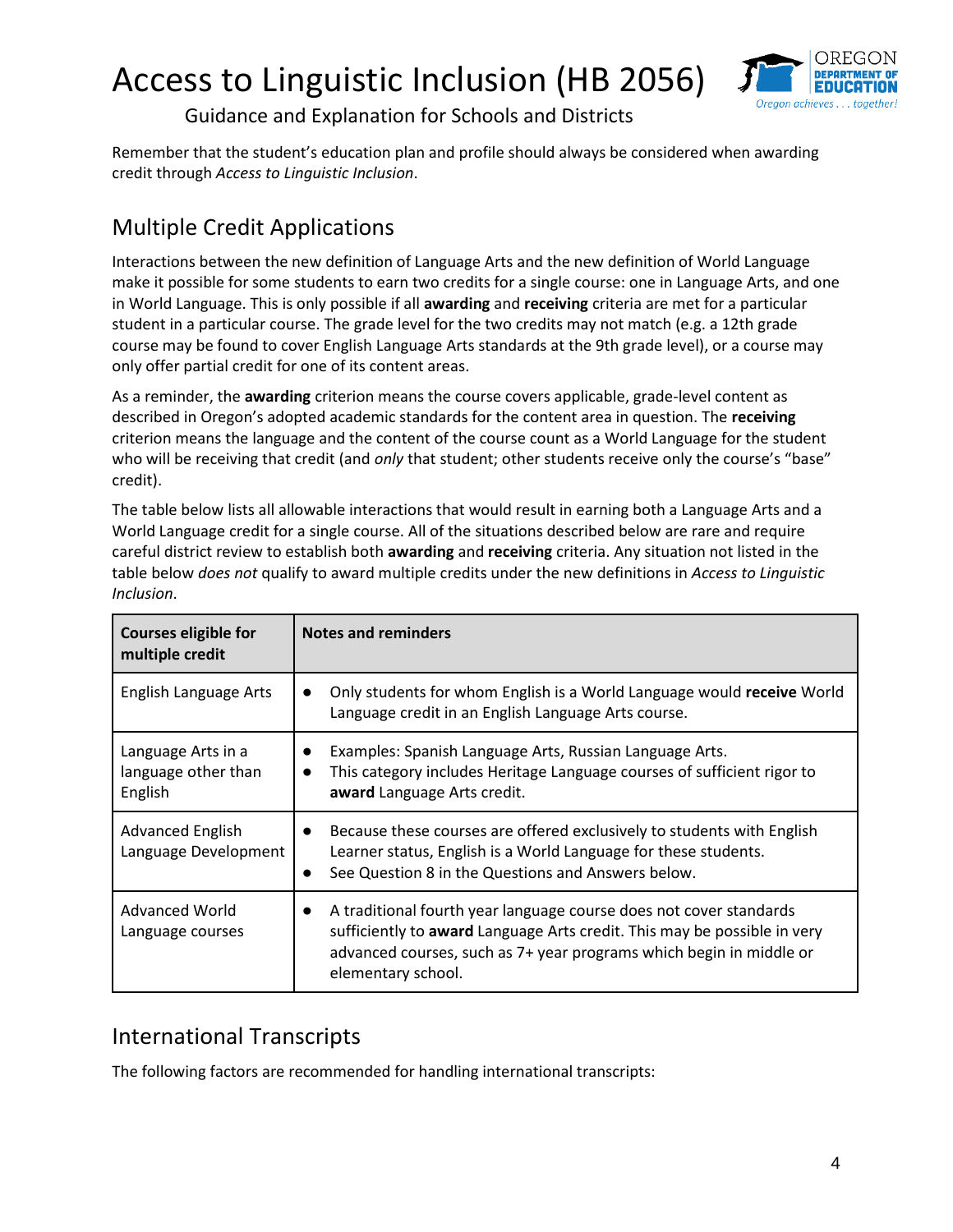Remember that the student's education plan and profile should always be considered when awarding credit through *Access to Linguistic Inclusion*.

## Multiple Credit Applications

Interactions between the new definition of Language Arts and the new definition of World Language make it possible for some students to earn two credits for a single course: one in Language Arts, and one in World Language. This is only possible if all **awarding** and **receiving** criteria are met for a particular student in a particular course. The grade level for the two credits may not match (e.g. a 12th grade course may be found to cover English Language Arts standards at the 9th grade level), or a course may only offer partial credit for one of its content areas.

As a reminder, the **awarding** criterion means the course covers applicable, grade-level content as described in Oregon's adopted academic standards for the content area in question. The **receiving** criterion means the language and the content of the course count as a World Language for the student who will be receiving that credit (and *only* that student; other students receive only the course's "base" credit).

The table below lists all allowable interactions that would result in earning both a Language Arts and a World Language credit for a single course. All of the situations described below are rare and require careful district review to establish both **awarding** and **receiving** criteria. Any situation not listed in the table below *does not* qualify to award multiple credits under the new definitions in *Access to Linguistic Inclusion*.

| Courses eligible for multiple credit | Notes and reminders |
|---|---|
| English Language Arts | • Only students for whom English is a World Language would **receive** World Language credit in an English Language Arts course. |
| Language Arts in a language other than English | • Examples: Spanish Language Arts, Russian Language Arts.<br>• This category includes Heritage Language courses of sufficient rigor to **award** Language Arts credit. |
| Advanced English Language Development | • Because these courses are offered exclusively to students with English Learner status, English is a World Language for these students.<br>• See Question 8 in the Questions and Answers below. |
| Advanced World Language courses | • A traditional fourth year language course does not cover standards sufficiently to **award** Language Arts credit. This may be possible in very advanced courses, such as 7+ year programs which begin in middle or elementary school. |

## International Transcripts

The following factors are recommended for handling international transcripts: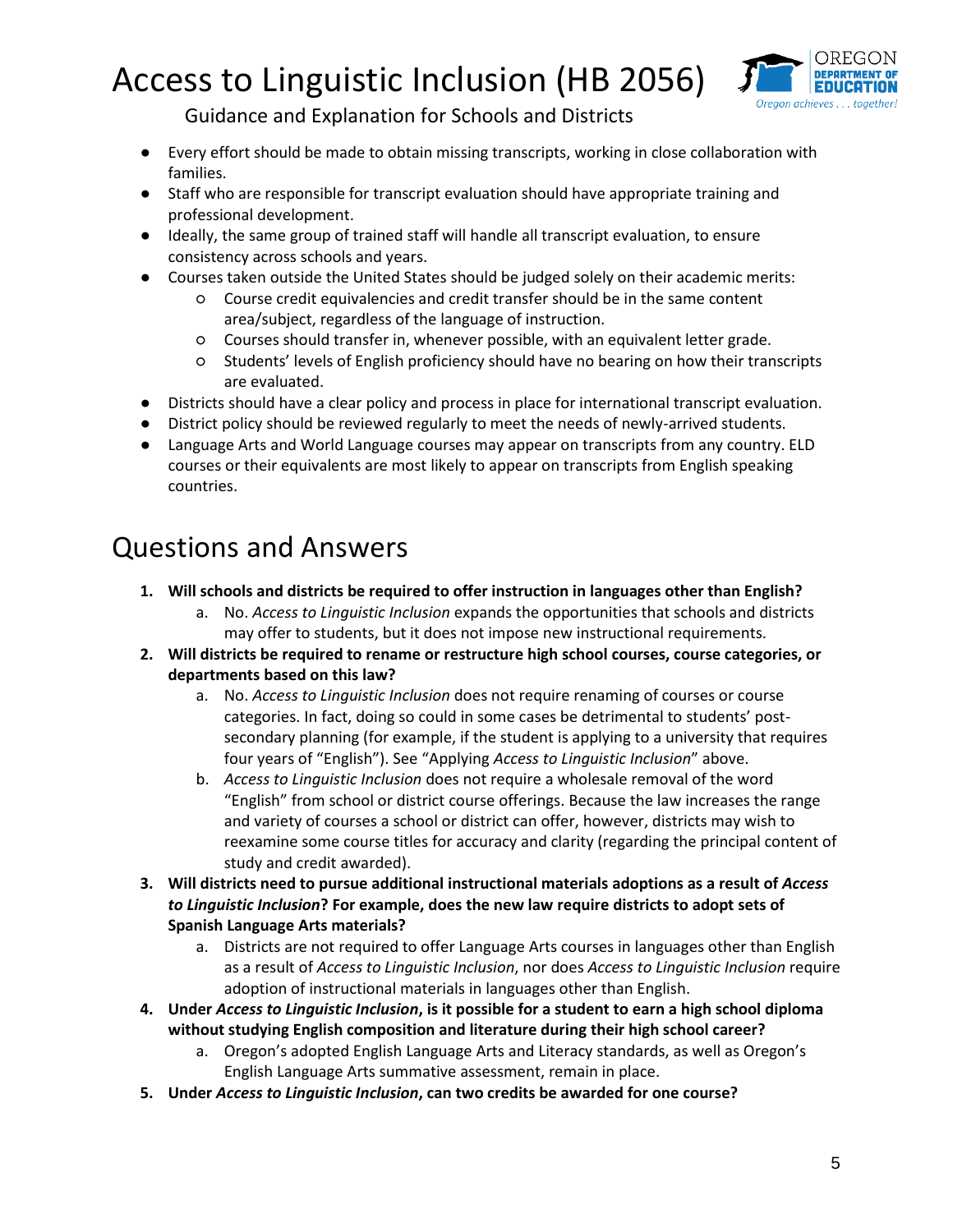- Every effort should be made to obtain missing transcripts, working in close collaboration with families.
- Staff who are responsible for transcript evaluation should have appropriate training and professional development.
- Ideally, the same group of trained staff will handle all transcript evaluation, to ensure consistency across schools and years.
- Courses taken outside the United States should be judged solely on their academic merits:
  - Course credit equivalencies and credit transfer should be in the same content area/subject, regardless of the language of instruction.
  - Courses should transfer in, whenever possible, with an equivalent letter grade.
  - Students' levels of English proficiency should have no bearing on how their transcripts are evaluated.
- Districts should have a clear policy and process in place for international transcript evaluation.
- District policy should be reviewed regularly to meet the needs of newly-arrived students.
- Language Arts and World Language courses may appear on transcripts from any country. ELD courses or their equivalents are most likely to appear on transcripts from English speaking countries.

# Questions and Answers

1. **Will schools and districts be required to offer instruction in languages other than English?**
   a. No. *Access to Linguistic Inclusion* expands the opportunities that schools and districts may offer to students, but it does not impose new instructional requirements.
2. **Will districts be required to rename or restructure high school courses, course categories, or departments based on this law?**
   a. No. *Access to Linguistic Inclusion* does not require renaming of courses or course categories. In fact, doing so could in some cases be detrimental to students' post-secondary planning (for example, if the student is applying to a university that requires four years of "English"). See "Applying *Access to Linguistic Inclusion*" above.
   b. *Access to Linguistic Inclusion* does not require a wholesale removal of the word "English" from school or district course offerings. Because the law increases the range and variety of courses a school or district can offer, however, districts may wish to reexamine some course titles for accuracy and clarity (regarding the principal content of study and credit awarded).
3. **Will districts need to pursue additional instructional materials adoptions as a result of *Access to Linguistic Inclusion*? For example, does the new law require districts to adopt sets of Spanish Language Arts materials?**
   a. Districts are not required to offer Language Arts courses in languages other than English as a result of *Access to Linguistic Inclusion*, nor does *Access to Linguistic Inclusion* require adoption of instructional materials in languages other than English.
4. **Under *Access to Linguistic Inclusion*, is it possible for a student to earn a high school diploma without studying English composition and literature during their high school career?**
   a. Oregon's adopted English Language Arts and Literacy standards, as well as Oregon's English Language Arts summative assessment, remain in place.
5. **Under *Access to Linguistic Inclusion*, can two credits be awarded for one course?**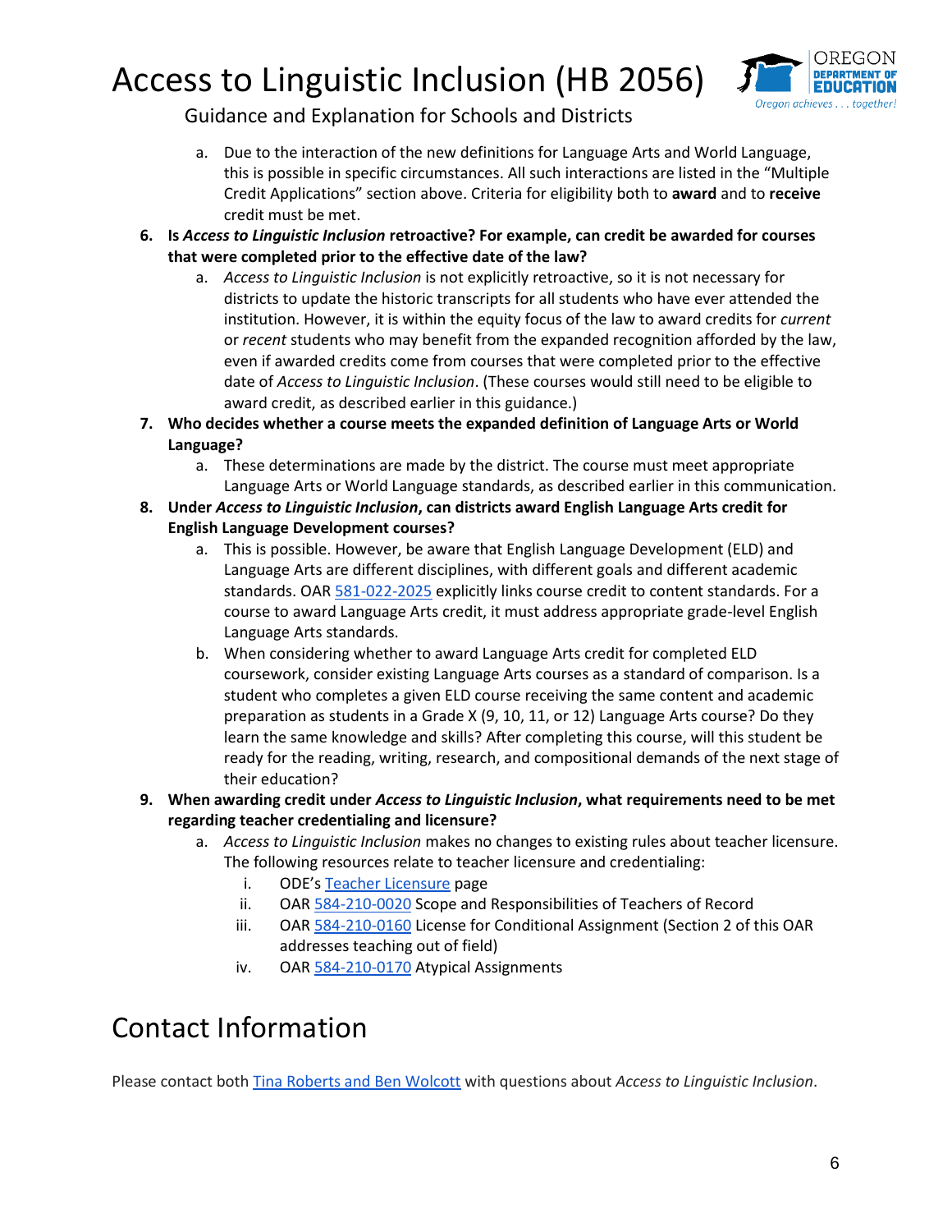a. Due to the interaction of the new definitions for Language Arts and World Language, this is possible in specific circumstances. All such interactions are listed in the "Multiple Credit Applications" section above. Criteria for eligibility both to **award** and to **receive** credit must be met.

6. **Is *Access to Linguistic Inclusion* retroactive? For example, can credit be awarded for courses that were completed prior to the effective date of the law?**
   a. *Access to Linguistic Inclusion* is not explicitly retroactive, so it is not necessary for districts to update the historic transcripts for all students who have ever attended the institution. However, it is within the equity focus of the law to award credits for *current* or *recent* students who may benefit from the expanded recognition afforded by the law, even if awarded credits come from courses that were completed prior to the effective date of *Access to Linguistic Inclusion*. (These courses would still need to be eligible to award credit, as described earlier in this guidance.)

7. **Who decides whether a course meets the expanded definition of Language Arts or World Language?**
   a. These determinations are made by the district. The course must meet appropriate Language Arts or World Language standards, as described earlier in this communication.

8. **Under *Access to Linguistic Inclusion*, can districts award English Language Arts credit for English Language Development courses?**
   a. This is possible. However, be aware that English Language Development (ELD) and Language Arts are different disciplines, with different goals and different academic standards. OAR 581-022-2025 explicitly links course credit to content standards. For a course to award Language Arts credit, it must address appropriate grade-level English Language Arts standards.
   b. When considering whether to award Language Arts credit for completed ELD coursework, consider existing Language Arts courses as a standard of comparison. Is a student who completes a given ELD course receiving the same content and academic preparation as students in a Grade X (9, 10, 11, or 12) Language Arts course? Do they learn the same knowledge and skills? After completing this course, will this student be ready for the reading, writing, research, and compositional demands of the next stage of their education?

9. **When awarding credit under *Access to Linguistic Inclusion*, what requirements need to be met regarding teacher credentialing and licensure?**
   a. *Access to Linguistic Inclusion* makes no changes to existing rules about teacher licensure. The following resources relate to teacher licensure and credentialing:
      i. ODE's Teacher Licensure page
      ii. OAR 584-210-0020 Scope and Responsibilities of Teachers of Record
      iii. OAR 584-210-0160 License for Conditional Assignment (Section 2 of this OAR addresses teaching out of field)
      iv. OAR 584-210-0170 Atypical Assignments

# Contact Information

Please contact both Tina Roberts and Ben Wolcott with questions about *Access to Linguistic Inclusion*.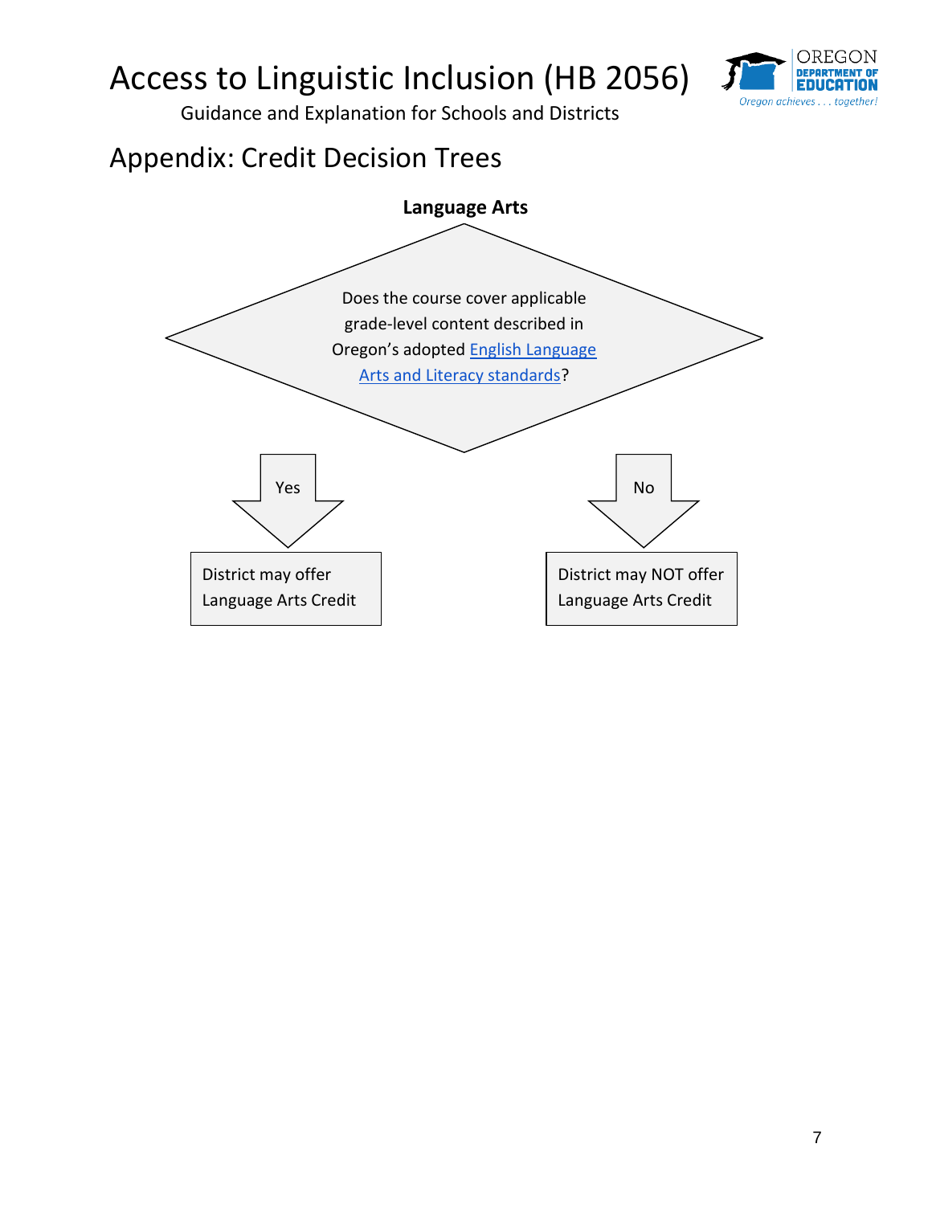## Appendix: Credit Decision Trees

**Language Arts**

Does the course cover applicable grade-level content described in Oregon's adopted English Language Arts and Literacy standards?

- Yes → District may offer Language Arts Credit
- No → District may NOT offer Language Arts Credit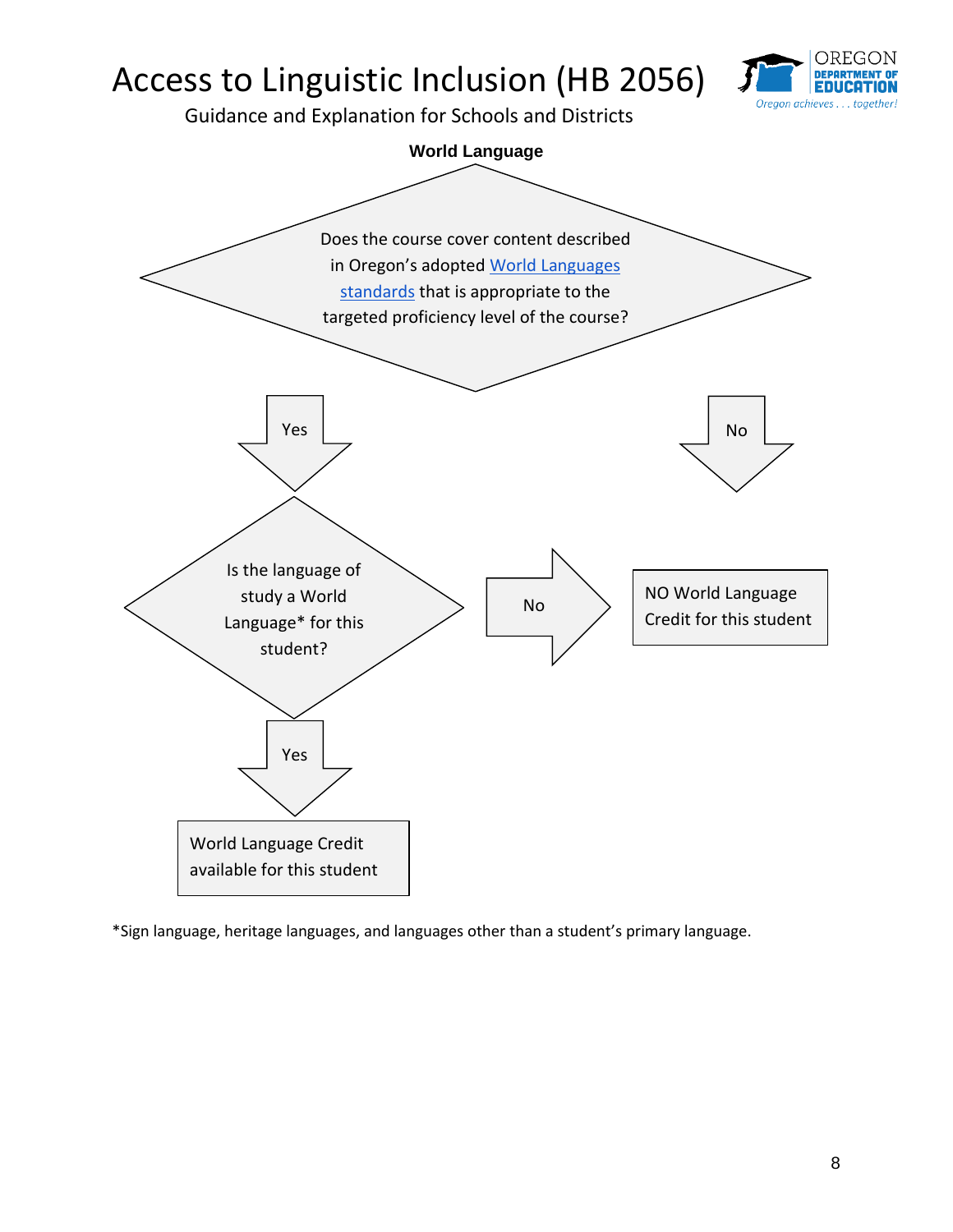# Access to Linguistic Inclusion (HB 2056)

Guidance and Explanation for Schools and Districts

**World Language**

Does the course cover content described in Oregon's adopted [World Languages standards] that is appropriate to the targeted proficiency level of the course?

Yes

No

Is the language of study a World Language* for this student?

No

NO World Language Credit for this student

Yes

World Language Credit available for this student

*Sign language, heritage languages, and languages other than a student's primary language.